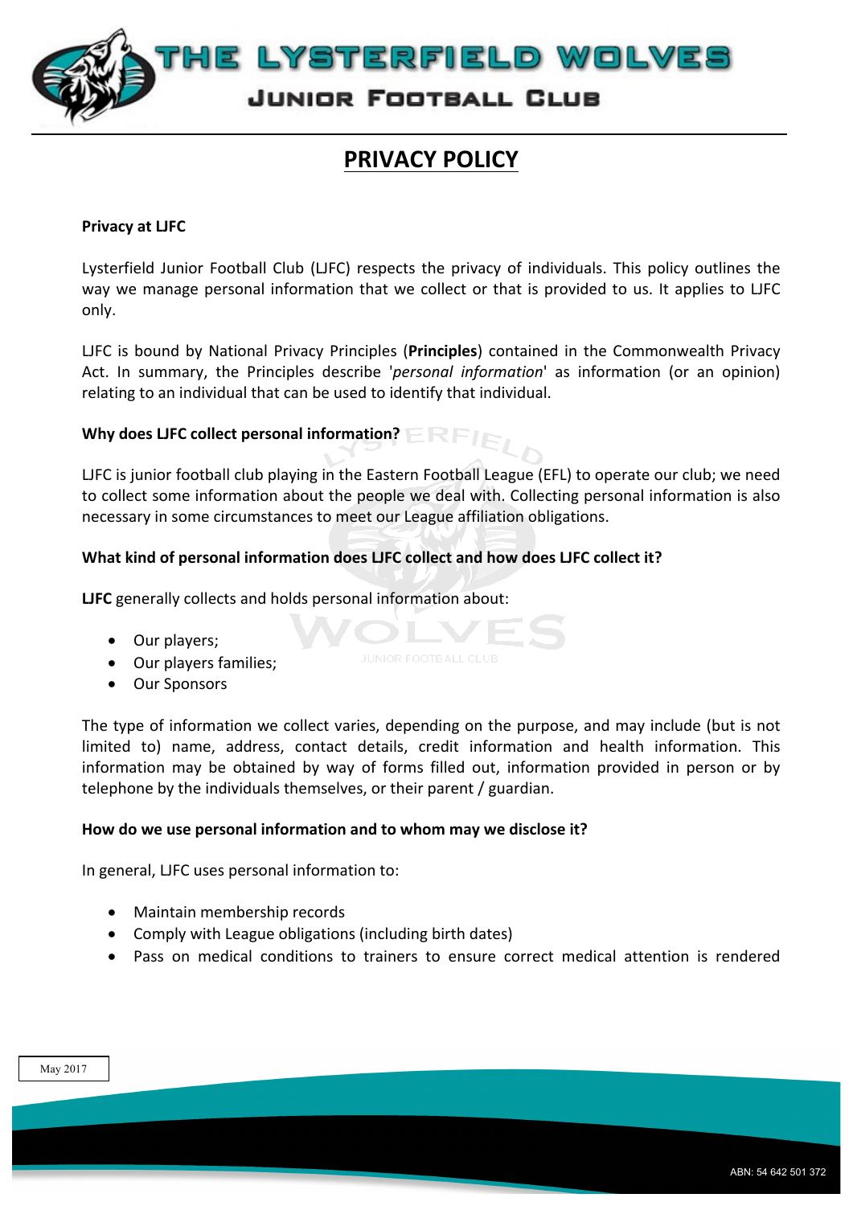# THE LYSTERFIELD WOLVES

## JUNIOR FOOTBALL CLUB

## PRIVACY POLICY

**Privacy at LJFC**

Lysterfield Junior Football Club (LJFC) respects the privacy of individuals. This policy outlines the way we manage personal information that we collect or that is provided to us. It applies to LJFC only.

LJFC is bound by National Privacy Principles (**Principles**) contained in the Commonwealth Privacy Act. In summary, the Principles describe '*personal information*' as information (or an opinion) relating to an individual that can be used to identify that individual.

**Why does LJFC collect personal information?**

LJFC is junior football club playing in the Eastern Football League (EFL) to operate our club; we need to collect some information about the people we deal with. Collecting personal information is also necessary in some circumstances to meet our League affiliation obligations.

**What kind of personal information does LJFC collect and how does LJFC collect it?**

**LJFC** generally collects and holds personal information about:

- Our players;
- Our players families;
- Our Sponsors

The type of information we collect varies, depending on the purpose, and may include (but is not limited to) name, address, contact details, credit information and health information. This information may be obtained by way of forms filled out, information provided in person or by telephone by the individuals themselves, or their parent / guardian.

**How do we use personal information and to whom may we disclose it?**

In general, LJFC uses personal information to:

- Maintain membership records
- Comply with League obligations (including birth dates)
- Pass on medical conditions to trainers to ensure correct medical attention is rendered

May 2017

ABN: 54 642 501 372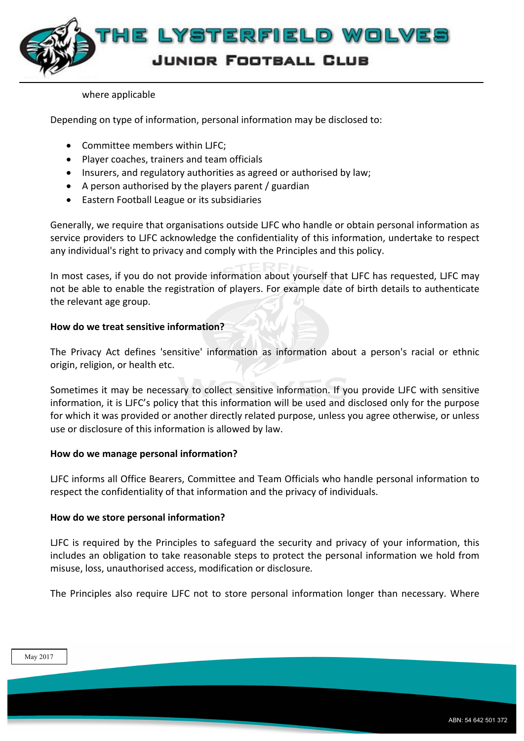where applicable

Depending on type of information, personal information may be disclosed to:

- Committee members within LJFC;
- Player coaches, trainers and team officials
- Insurers, and regulatory authorities as agreed or authorised by law;
- A person authorised by the players parent / guardian
- Eastern Football League or its subsidiaries

Generally, we require that organisations outside LJFC who handle or obtain personal information as service providers to LJFC acknowledge the confidentiality of this information, undertake to respect any individual's right to privacy and comply with the Principles and this policy.

In most cases, if you do not provide information about yourself that LJFC has requested, LJFC may not be able to enable the registration of players. For example date of birth details to authenticate the relevant age group.

**How do we treat sensitive information?**

The Privacy Act defines 'sensitive' information as information about a person's racial or ethnic origin, religion, or health etc.

Sometimes it may be necessary to collect sensitive information. If you provide LJFC with sensitive information, it is LJFC's policy that this information will be used and disclosed only for the purpose for which it was provided or another directly related purpose, unless you agree otherwise, or unless use or disclosure of this information is allowed by law.

**How do we manage personal information?**

LJFC informs all Office Bearers, Committee and Team Officials who handle personal information to respect the confidentiality of that information and the privacy of individuals.

**How do we store personal information?**

LJFC is required by the Principles to safeguard the security and privacy of your information, this includes an obligation to take reasonable steps to protect the personal information we hold from misuse, loss, unauthorised access, modification or disclosure.

The Principles also require LJFC not to store personal information longer than necessary. Where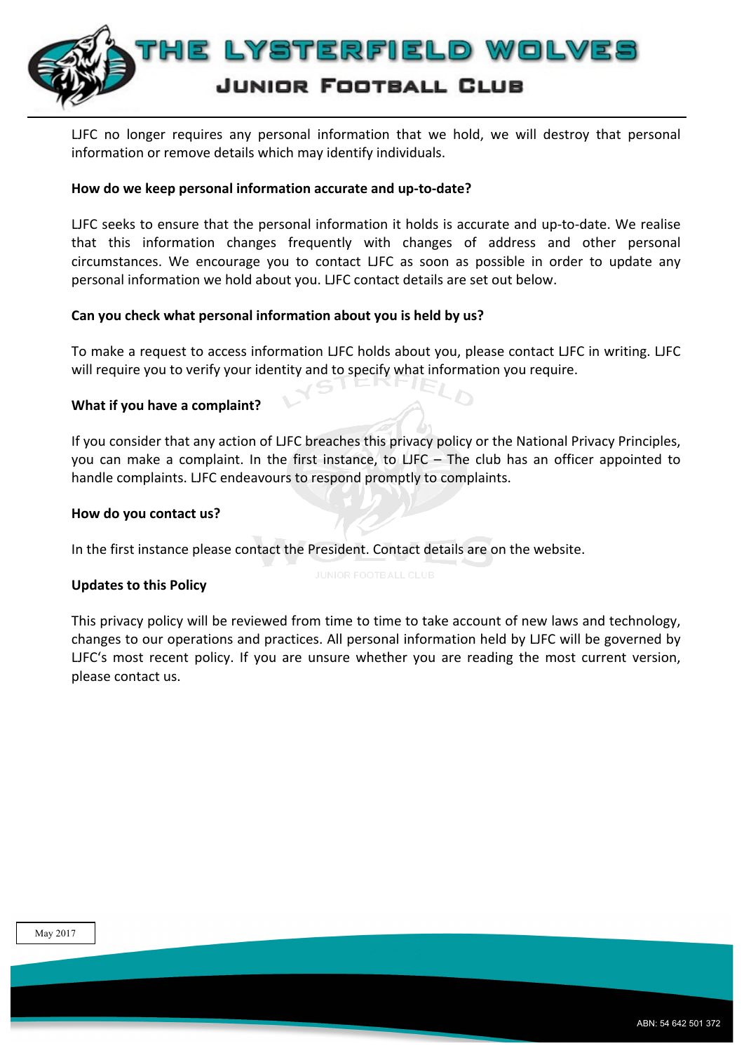LJFC no longer requires any personal information that we hold, we will destroy that personal information or remove details which may identify individuals.

**How do we keep personal information accurate and up-to-date?**

LJFC seeks to ensure that the personal information it holds is accurate and up-to-date. We realise that this information changes frequently with changes of address and other personal circumstances. We encourage you to contact LJFC as soon as possible in order to update any personal information we hold about you. LJFC contact details are set out below.

**Can you check what personal information about you is held by us?**

To make a request to access information LJFC holds about you, please contact LJFC in writing. LJFC will require you to verify your identity and to specify what information you require.

**What if you have a complaint?**

If you consider that any action of LJFC breaches this privacy policy or the National Privacy Principles, you can make a complaint. In the first instance, to LJFC – The club has an officer appointed to handle complaints. LJFC endeavours to respond promptly to complaints.

**How do you contact us?**

In the first instance please contact the President. Contact details are on the website.

**Updates to this Policy**

This privacy policy will be reviewed from time to time to take account of new laws and technology, changes to our operations and practices. All personal information held by LJFC will be governed by LJFC's most recent policy. If you are unsure whether you are reading the most current version, please contact us.